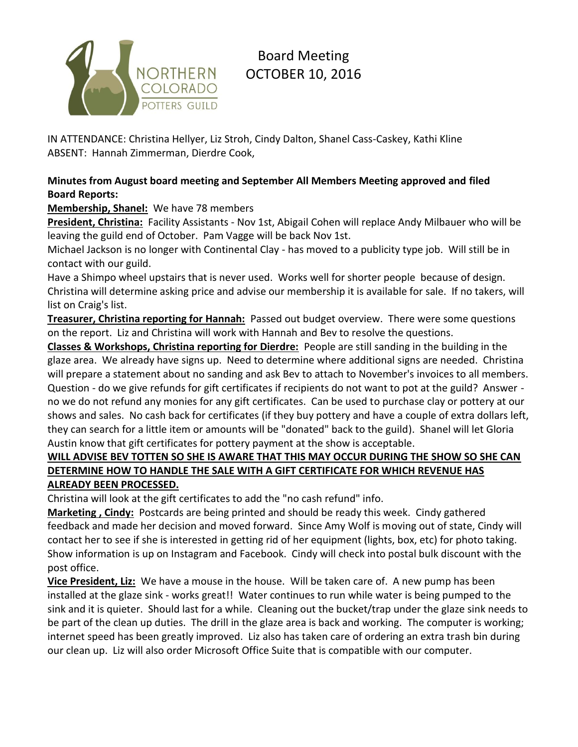# Board Meeting
## OCTOBER 10, 2016

IN ATTENDANCE: Christina Hellyer, Liz Stroh, Cindy Dalton, Shanel Cass-Caskey, Kathi Kline
ABSENT: Hannah Zimmerman, Dierdre Cook,

**Minutes from August board meeting and September All Members Meeting approved and filed**
**Board Reports:**

**Membership, Shanel:** We have 78 members

**President, Christina:** Facility Assistants - Nov 1st, Abigail Cohen will replace Andy Milbauer who will be leaving the guild end of October. Pam Vagge will be back Nov 1st.

Michael Jackson is no longer with Continental Clay - has moved to a publicity type job. Will still be in contact with our guild.

Have a Shimpo wheel upstairs that is never used. Works well for shorter people because of design. Christina will determine asking price and advise our membership it is available for sale. If no takers, will list on Craig's list.

**Treasurer, Christina reporting for Hannah:** Passed out budget overview. There were some questions on the report. Liz and Christina will work with Hannah and Bev to resolve the questions.

**Classes & Workshops, Christina reporting for Dierdre:** People are still sanding in the building in the glaze area. We already have signs up. Need to determine where additional signs are needed. Christina will prepare a statement about no sanding and ask Bev to attach to November's invoices to all members. Question - do we give refunds for gift certificates if recipients do not want to pot at the guild? Answer - no we do not refund any monies for any gift certificates. Can be used to purchase clay or pottery at our shows and sales. No cash back for certificates (if they buy pottery and have a couple of extra dollars left, they can search for a little item or amounts will be "donated" back to the guild). Shanel will let Gloria Austin know that gift certificates for pottery payment at the show is acceptable.

**WILL ADVISE BEV TOTTEN SO SHE IS AWARE THAT THIS MAY OCCUR DURING THE SHOW SO SHE CAN DETERMINE HOW TO HANDLE THE SALE WITH A GIFT CERTIFICATE FOR WHICH REVENUE HAS ALREADY BEEN PROCESSED.**

Christina will look at the gift certificates to add the "no cash refund" info.

**Marketing , Cindy:** Postcards are being printed and should be ready this week. Cindy gathered feedback and made her decision and moved forward. Since Amy Wolf is moving out of state, Cindy will contact her to see if she is interested in getting rid of her equipment (lights, box, etc) for photo taking. Show information is up on Instagram and Facebook. Cindy will check into postal bulk discount with the post office.

**Vice President, Liz:** We have a mouse in the house. Will be taken care of. A new pump has been installed at the glaze sink - works great!! Water continues to run while water is being pumped to the sink and it is quieter. Should last for a while. Cleaning out the bucket/trap under the glaze sink needs to be part of the clean up duties. The drill in the glaze area is back and working. The computer is working; internet speed has been greatly improved. Liz also has taken care of ordering an extra trash bin during our clean up. Liz will also order Microsoft Office Suite that is compatible with our computer.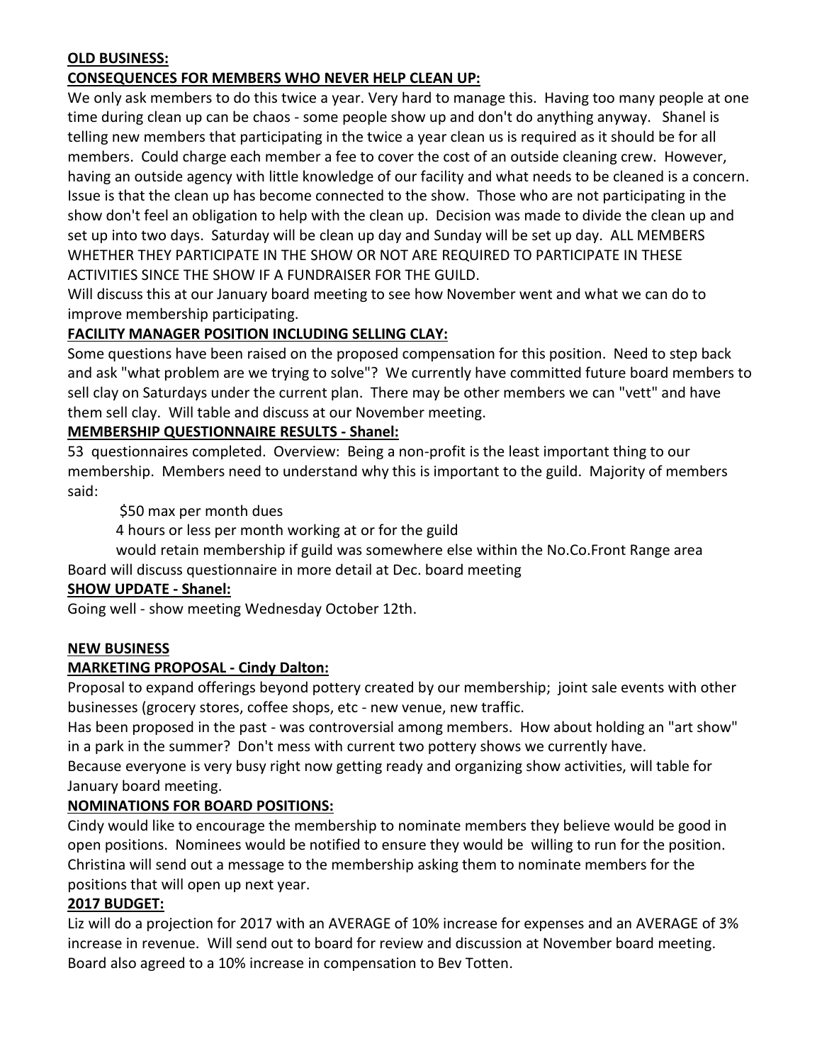**OLD BUSINESS:**

**CONSEQUENCES FOR MEMBERS WHO NEVER HELP CLEAN UP:**

We only ask members to do this twice a year. Very hard to manage this. Having too many people at one time during clean up can be chaos - some people show up and don't do anything anyway. Shanel is telling new members that participating in the twice a year clean us is required as it should be for all members. Could charge each member a fee to cover the cost of an outside cleaning crew. However, having an outside agency with little knowledge of our facility and what needs to be cleaned is a concern. Issue is that the clean up has become connected to the show. Those who are not participating in the show don't feel an obligation to help with the clean up. Decision was made to divide the clean up and set up into two days. Saturday will be clean up day and Sunday will be set up day. ALL MEMBERS WHETHER THEY PARTICIPATE IN THE SHOW OR NOT ARE REQUIRED TO PARTICIPATE IN THESE ACTIVITIES SINCE THE SHOW IF A FUNDRAISER FOR THE GUILD.

Will discuss this at our January board meeting to see how November went and what we can do to improve membership participating.

**FACILITY MANAGER POSITION INCLUDING SELLING CLAY:**

Some questions have been raised on the proposed compensation for this position. Need to step back and ask "what problem are we trying to solve"? We currently have committed future board members to sell clay on Saturdays under the current plan. There may be other members we can "vett" and have them sell clay. Will table and discuss at our November meeting.

**MEMBERSHIP QUESTIONNAIRE RESULTS - Shanel:**

53 questionnaires completed. Overview: Being a non-profit is the least important thing to our membership. Members need to understand why this is important to the guild. Majority of members said:

- $50 max per month dues
- 4 hours or less per month working at or for the guild
- would retain membership if guild was somewhere else within the No.Co.Front Range area

Board will discuss questionnaire in more detail at Dec. board meeting

**SHOW UPDATE - Shanel:**

Going well - show meeting Wednesday October 12th.

**NEW BUSINESS**

**MARKETING PROPOSAL - Cindy Dalton:**

Proposal to expand offerings beyond pottery created by our membership; joint sale events with other businesses (grocery stores, coffee shops, etc - new venue, new traffic.

Has been proposed in the past - was controversial among members. How about holding an "art show" in a park in the summer? Don't mess with current two pottery shows we currently have.

Because everyone is very busy right now getting ready and organizing show activities, will table for January board meeting.

**NOMINATIONS FOR BOARD POSITIONS:**

Cindy would like to encourage the membership to nominate members they believe would be good in open positions. Nominees would be notified to ensure they would be willing to run for the position. Christina will send out a message to the membership asking them to nominate members for the positions that will open up next year.

**2017 BUDGET:**

Liz will do a projection for 2017 with an AVERAGE of 10% increase for expenses and an AVERAGE of 3% increase in revenue. Will send out to board for review and discussion at November board meeting. Board also agreed to a 10% increase in compensation to Bev Totten.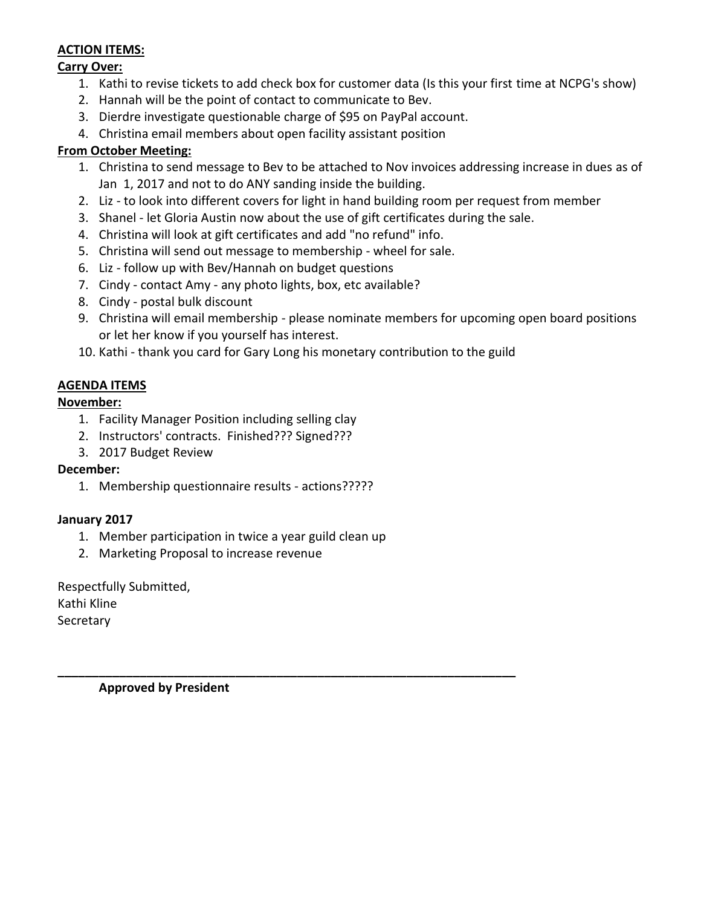**ACTION ITEMS:**

**Carry Over:**

1. Kathi to revise tickets to add check box for customer data (Is this your first time at NCPG's show)
2. Hannah will be the point of contact to communicate to Bev.
3. Dierdre investigate questionable charge of $95 on PayPal account.
4. Christina email members about open facility assistant position

**From October Meeting:**

1. Christina to send message to Bev to be attached to Nov invoices addressing increase in dues as of Jan 1, 2017 and not to do ANY sanding inside the building.
2. Liz - to look into different covers for light in hand building room per request from member
3. Shanel - let Gloria Austin now about the use of gift certificates during the sale.
4. Christina will look at gift certificates and add "no refund" info.
5. Christina will send out message to membership - wheel for sale.
6. Liz - follow up with Bev/Hannah on budget questions
7. Cindy - contact Amy - any photo lights, box, etc available?
8. Cindy - postal bulk discount
9. Christina will email membership - please nominate members for upcoming open board positions or let her know if you yourself has interest.
10. Kathi - thank you card for Gary Long his monetary contribution to the guild

**AGENDA ITEMS**

**November:**

1. Facility Manager Position including selling clay
2. Instructors' contracts. Finished??? Signed???
3. 2017 Budget Review

**December:**

1. Membership questionnaire results - actions?????

**January 2017**

1. Member participation in twice a year guild clean up
2. Marketing Proposal to increase revenue

Respectfully Submitted,
Kathi Kline
Secretary

\_\_\_\_\_\_\_\_\_\_\_\_\_\_\_\_\_\_\_\_\_\_\_\_\_\_\_\_\_\_\_\_\_\_\_\_\_\_\_\_\_\_\_\_\_\_\_\_\_\_\_\_\_\_\_\_\_\_\_\_\_\_\_\_

**Approved by President**